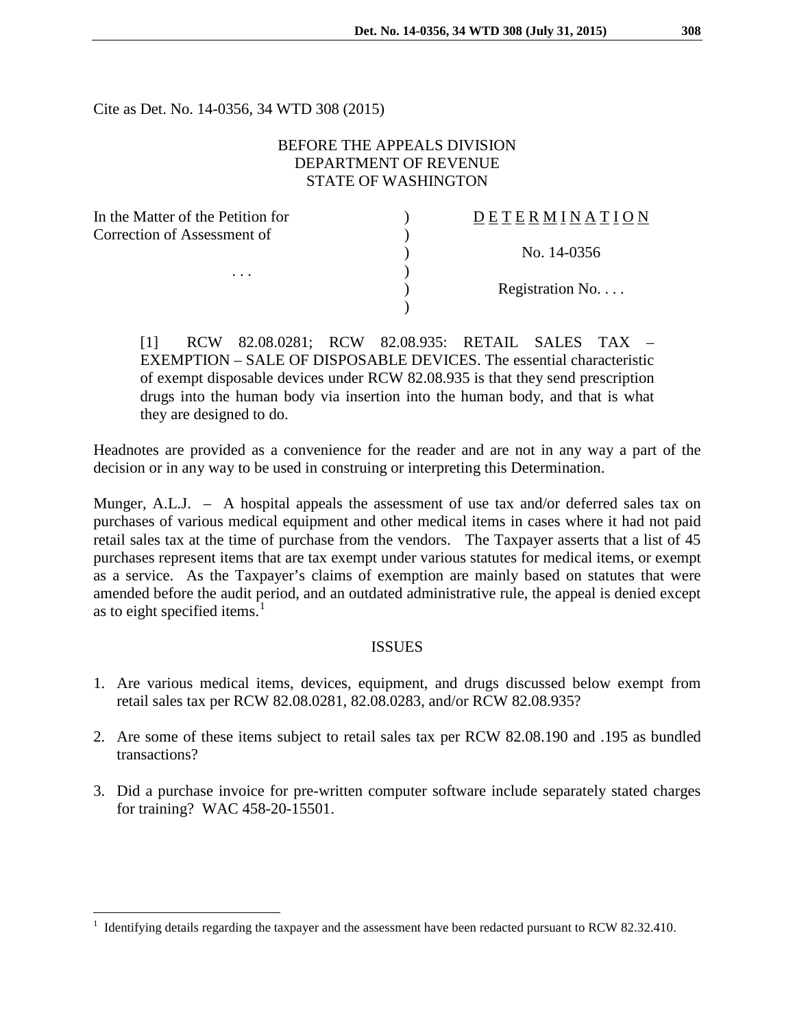Cite as Det. No. 14-0356, 34 WTD 308 (2015)

BEFORE THE APPEALS DIVISION
DEPARTMENT OF REVENUE
STATE OF WASHINGTON

| | | |
|---|---|---|
| In the Matter of the Petition for | ) | D E T E R M I N A T I O N |
| Correction of Assessment of | ) | |
| | ) | No. 14-0356 |
| . . . | ) | |
| | ) | Registration No. . . . |
| | ) | |

[1] RCW 82.08.0281; RCW 82.08.935: RETAIL SALES TAX – EXEMPTION – SALE OF DISPOSABLE DEVICES. The essential characteristic of exempt disposable devices under RCW 82.08.935 is that they send prescription drugs into the human body via insertion into the human body, and that is what they are designed to do.

Headnotes are provided as a convenience for the reader and are not in any way a part of the decision or in any way to be used in construing or interpreting this Determination.

Munger, A.L.J. – A hospital appeals the assessment of use tax and/or deferred sales tax on purchases of various medical equipment and other medical items in cases where it had not paid retail sales tax at the time of purchase from the vendors. The Taxpayer asserts that a list of 45 purchases represent items that are tax exempt under various statutes for medical items, or exempt as a service. As the Taxpayer's claims of exemption are mainly based on statutes that were amended before the audit period, and an outdated administrative rule, the appeal is denied except as to eight specified items.[1]

## ISSUES

1. Are various medical items, devices, equipment, and drugs discussed below exempt from retail sales tax per RCW 82.08.0281, 82.08.0283, and/or RCW 82.08.935?
2. Are some of these items subject to retail sales tax per RCW 82.08.190 and .195 as bundled transactions?
3. Did a purchase invoice for pre-written computer software include separately stated charges for training? WAC 458-20-15501.

[1] Identifying details regarding the taxpayer and the assessment have been redacted pursuant to RCW 82.32.410.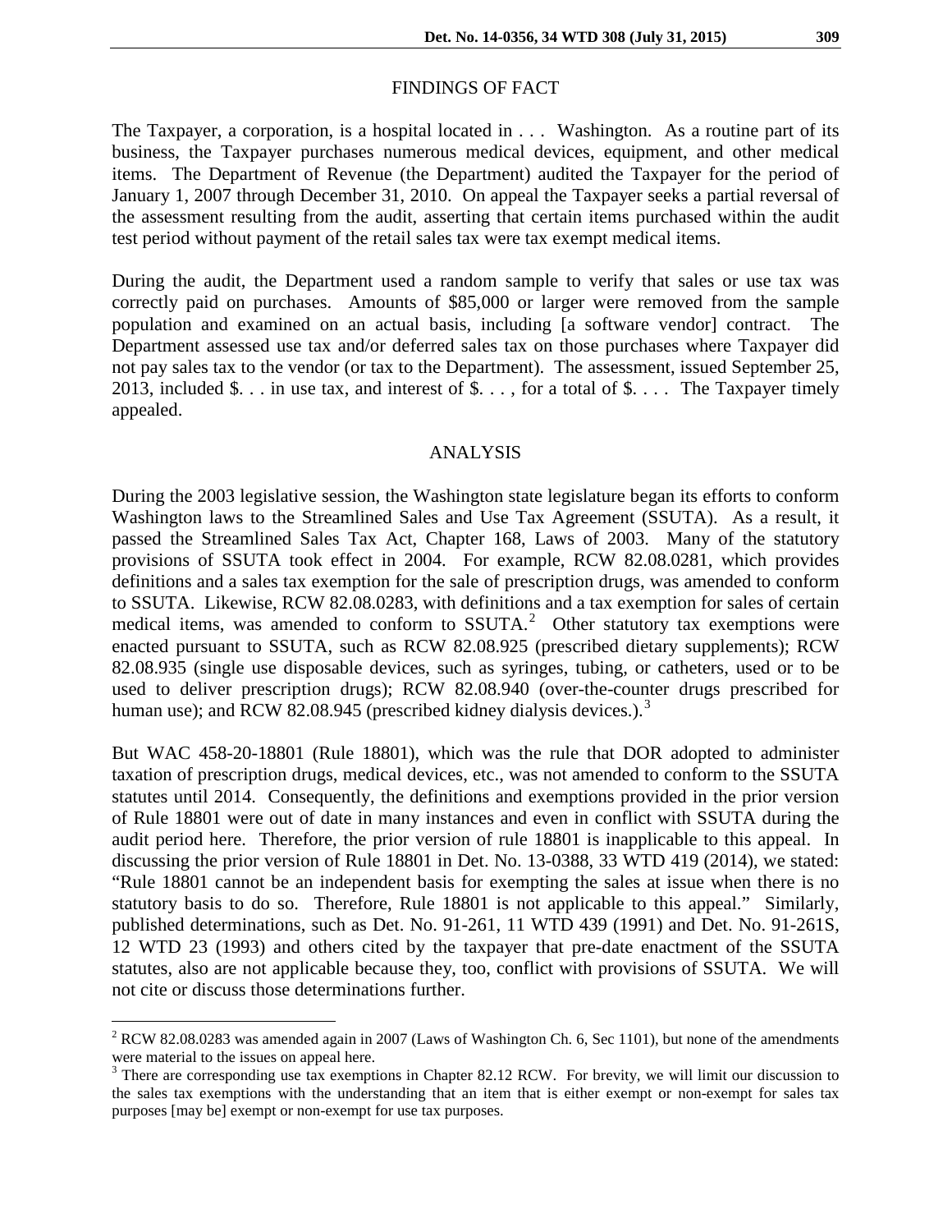## FINDINGS OF FACT

The Taxpayer, a corporation, is a hospital located in . . . Washington. As a routine part of its business, the Taxpayer purchases numerous medical devices, equipment, and other medical items. The Department of Revenue (the Department) audited the Taxpayer for the period of January 1, 2007 through December 31, 2010. On appeal the Taxpayer seeks a partial reversal of the assessment resulting from the audit, asserting that certain items purchased within the audit test period without payment of the retail sales tax were tax exempt medical items.

During the audit, the Department used a random sample to verify that sales or use tax was correctly paid on purchases. Amounts of $85,000 or larger were removed from the sample population and examined on an actual basis, including [a software vendor] contract. The Department assessed use tax and/or deferred sales tax on those purchases where Taxpayer did not pay sales tax to the vendor (or tax to the Department). The assessment, issued September 25, 2013, included $. . . in use tax, and interest of $. . . , for a total of $. . . . The Taxpayer timely appealed.

## ANALYSIS

During the 2003 legislative session, the Washington state legislature began its efforts to conform Washington laws to the Streamlined Sales and Use Tax Agreement (SSUTA). As a result, it passed the Streamlined Sales Tax Act, Chapter 168, Laws of 2003. Many of the statutory provisions of SSUTA took effect in 2004. For example, RCW 82.08.0281, which provides definitions and a sales tax exemption for the sale of prescription drugs, was amended to conform to SSUTA. Likewise, RCW 82.08.0283, with definitions and a tax exemption for sales of certain medical items, was amended to conform to SSUTA.[2] Other statutory tax exemptions were enacted pursuant to SSUTA, such as RCW 82.08.925 (prescribed dietary supplements); RCW 82.08.935 (single use disposable devices, such as syringes, tubing, or catheters, used or to be used to deliver prescription drugs); RCW 82.08.940 (over-the-counter drugs prescribed for human use); and RCW 82.08.945 (prescribed kidney dialysis devices.).[3]

But WAC 458-20-18801 (Rule 18801), which was the rule that DOR adopted to administer taxation of prescription drugs, medical devices, etc., was not amended to conform to the SSUTA statutes until 2014. Consequently, the definitions and exemptions provided in the prior version of Rule 18801 were out of date in many instances and even in conflict with SSUTA during the audit period here. Therefore, the prior version of rule 18801 is inapplicable to this appeal. In discussing the prior version of Rule 18801 in Det. No. 13-0388, 33 WTD 419 (2014), we stated: "Rule 18801 cannot be an independent basis for exempting the sales at issue when there is no statutory basis to do so. Therefore, Rule 18801 is not applicable to this appeal." Similarly, published determinations, such as Det. No. 91-261, 11 WTD 439 (1991) and Det. No. 91-261S, 12 WTD 23 (1993) and others cited by the taxpayer that pre-date enactment of the SSUTA statutes, also are not applicable because they, too, conflict with provisions of SSUTA. We will not cite or discuss those determinations further.

---

[2] RCW 82.08.0283 was amended again in 2007 (Laws of Washington Ch. 6, Sec 1101), but none of the amendments were material to the issues on appeal here.

[3] There are corresponding use tax exemptions in Chapter 82.12 RCW. For brevity, we will limit our discussion to the sales tax exemptions with the understanding that an item that is either exempt or non-exempt for sales tax purposes [may be] exempt or non-exempt for use tax purposes.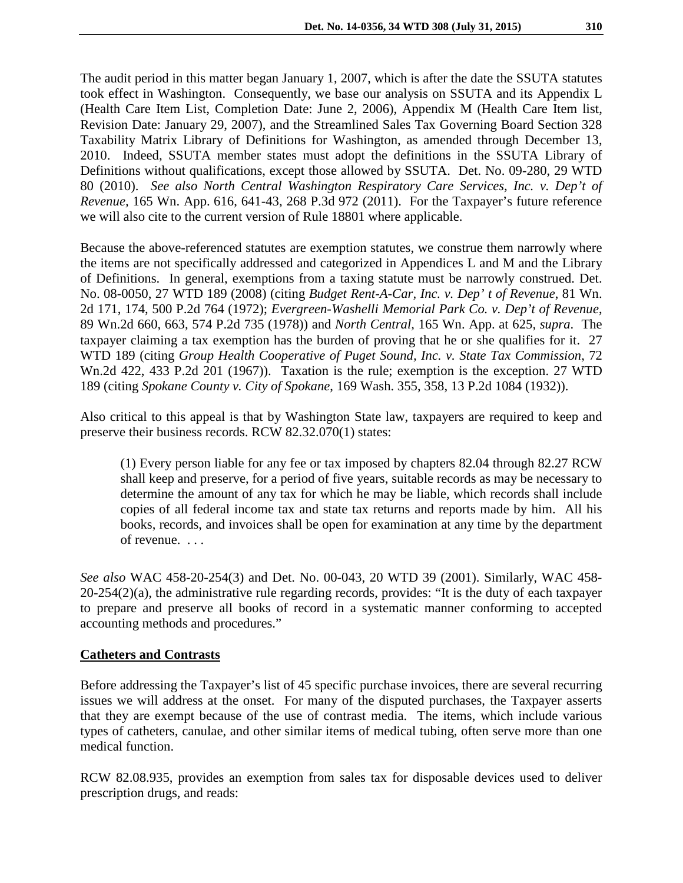The audit period in this matter began January 1, 2007, which is after the date the SSUTA statutes took effect in Washington. Consequently, we base our analysis on SSUTA and its Appendix L (Health Care Item List, Completion Date: June 2, 2006), Appendix M (Health Care Item list, Revision Date: January 29, 2007), and the Streamlined Sales Tax Governing Board Section 328 Taxability Matrix Library of Definitions for Washington, as amended through December 13, 2010. Indeed, SSUTA member states must adopt the definitions in the SSUTA Library of Definitions without qualifications, except those allowed by SSUTA. Det. No. 09-280, 29 WTD 80 (2010). *See also North Central Washington Respiratory Care Services, Inc. v. Dep't of Revenue*, 165 Wn. App. 616, 641-43, 268 P.3d 972 (2011). For the Taxpayer's future reference we will also cite to the current version of Rule 18801 where applicable.

Because the above-referenced statutes are exemption statutes, we construe them narrowly where the items are not specifically addressed and categorized in Appendices L and M and the Library of Definitions. In general, exemptions from a taxing statute must be narrowly construed. Det. No. 08-0050, 27 WTD 189 (2008) (citing *Budget Rent-A-Car, Inc. v. Dep' t of Revenue*, 81 Wn. 2d 171, 174, 500 P.2d 764 (1972); *Evergreen-Washelli Memorial Park Co. v. Dep't of Revenue*, 89 Wn.2d 660, 663, 574 P.2d 735 (1978)) and *North Central*, 165 Wn. App. at 625, *supra*. The taxpayer claiming a tax exemption has the burden of proving that he or she qualifies for it. 27 WTD 189 (citing *Group Health Cooperative of Puget Sound, Inc. v. State Tax Commission*, 72 Wn.2d 422, 433 P.2d 201 (1967)). Taxation is the rule; exemption is the exception. 27 WTD 189 (citing *Spokane County v. City of Spokane*, 169 Wash. 355, 358, 13 P.2d 1084 (1932)).

Also critical to this appeal is that by Washington State law, taxpayers are required to keep and preserve their business records. RCW 82.32.070(1) states:

> (1) Every person liable for any fee or tax imposed by chapters 82.04 through 82.27 RCW shall keep and preserve, for a period of five years, suitable records as may be necessary to determine the amount of any tax for which he may be liable, which records shall include copies of all federal income tax and state tax returns and reports made by him. All his books, records, and invoices shall be open for examination at any time by the department of revenue. . . .

*See also* WAC 458-20-254(3) and Det. No. 00-043, 20 WTD 39 (2001). Similarly, WAC 458-20-254(2)(a), the administrative rule regarding records, provides: "It is the duty of each taxpayer to prepare and preserve all books of record in a systematic manner conforming to accepted accounting methods and procedures."

**Catheters and Contrasts**

Before addressing the Taxpayer's list of 45 specific purchase invoices, there are several recurring issues we will address at the onset. For many of the disputed purchases, the Taxpayer asserts that they are exempt because of the use of contrast media. The items, which include various types of catheters, canulae, and other similar items of medical tubing, often serve more than one medical function.

RCW 82.08.935, provides an exemption from sales tax for disposable devices used to deliver prescription drugs, and reads: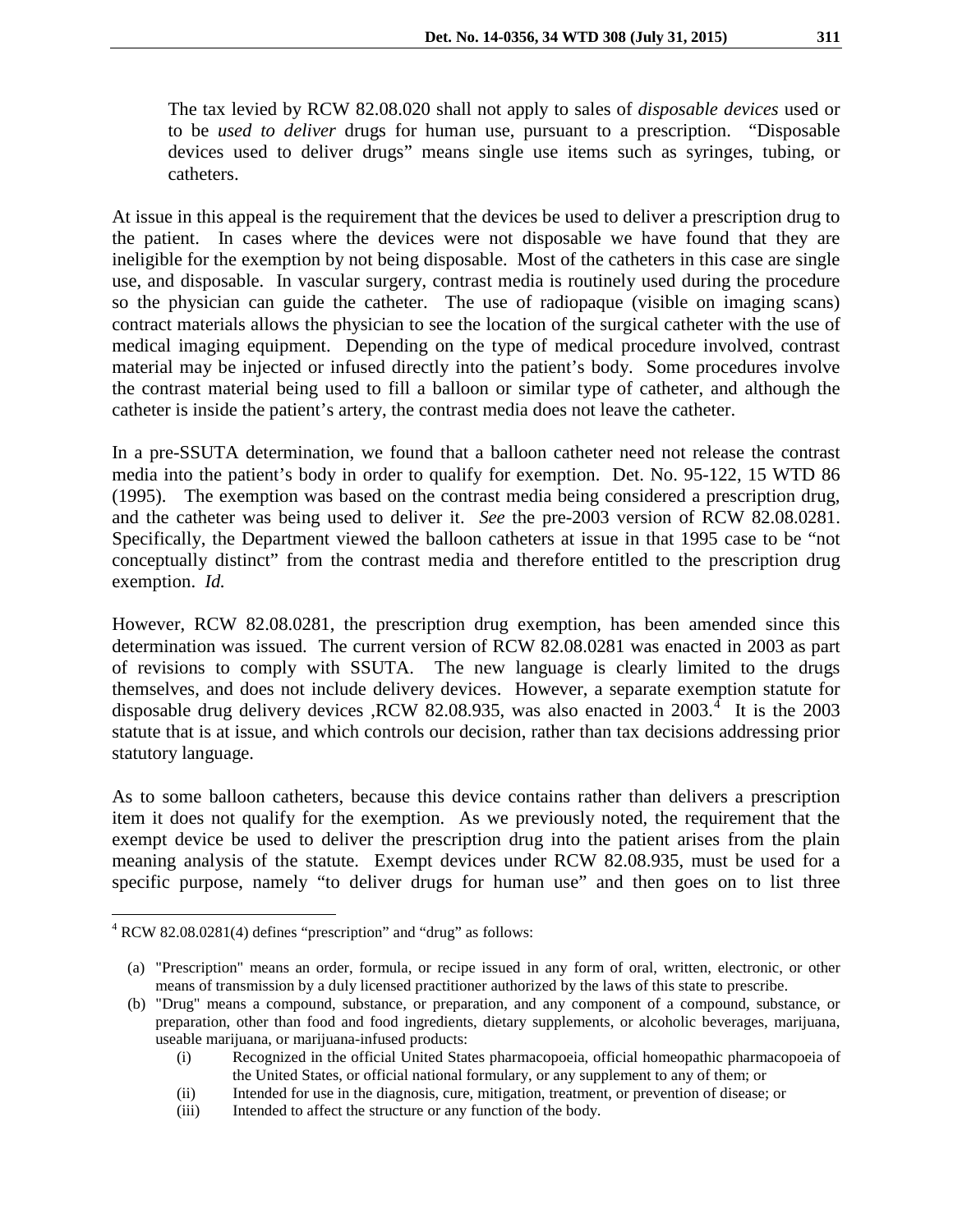> The tax levied by RCW 82.08.020 shall not apply to sales of *disposable devices* used or to be *used to deliver* drugs for human use, pursuant to a prescription. "Disposable devices used to deliver drugs" means single use items such as syringes, tubing, or catheters.

At issue in this appeal is the requirement that the devices be used to deliver a prescription drug to the patient. In cases where the devices were not disposable we have found that they are ineligible for the exemption by not being disposable. Most of the catheters in this case are single use, and disposable. In vascular surgery, contrast media is routinely used during the procedure so the physician can guide the catheter. The use of radiopaque (visible on imaging scans) contract materials allows the physician to see the location of the surgical catheter with the use of medical imaging equipment. Depending on the type of medical procedure involved, contrast material may be injected or infused directly into the patient's body. Some procedures involve the contrast material being used to fill a balloon or similar type of catheter, and although the catheter is inside the patient's artery, the contrast media does not leave the catheter.

In a pre-SSUTA determination, we found that a balloon catheter need not release the contrast media into the patient's body in order to qualify for exemption. Det. No. 95-122, 15 WTD 86 (1995). The exemption was based on the contrast media being considered a prescription drug, and the catheter was being used to deliver it. *See* the pre-2003 version of RCW 82.08.0281. Specifically, the Department viewed the balloon catheters at issue in that 1995 case to be "not conceptually distinct" from the contrast media and therefore entitled to the prescription drug exemption. *Id.*

However, RCW 82.08.0281, the prescription drug exemption, has been amended since this determination was issued. The current version of RCW 82.08.0281 was enacted in 2003 as part of revisions to comply with SSUTA. The new language is clearly limited to the drugs themselves, and does not include delivery devices. However, a separate exemption statute for disposable drug delivery devices ,RCW 82.08.935, was also enacted in 2003.[4] It is the 2003 statute that is at issue, and which controls our decision, rather than tax decisions addressing prior statutory language.

As to some balloon catheters, because this device contains rather than delivers a prescription item it does not qualify for the exemption. As we previously noted, the requirement that the exempt device be used to deliver the prescription drug into the patient arises from the plain meaning analysis of the statute. Exempt devices under RCW 82.08.935, must be used for a specific purpose, namely "to deliver drugs for human use" and then goes on to list three

---

[4] RCW 82.08.0281(4) defines "prescription" and "drug" as follows:

(a) "Prescription" means an order, formula, or recipe issued in any form of oral, written, electronic, or other means of transmission by a duly licensed practitioner authorized by the laws of this state to prescribe.

(b) "Drug" means a compound, substance, or preparation, and any component of a compound, substance, or preparation, other than food and food ingredients, dietary supplements, or alcoholic beverages, marijuana, useable marijuana, or marijuana-infused products:

- (i) Recognized in the official United States pharmacopoeia, official homeopathic pharmacopoeia of the United States, or official national formulary, or any supplement to any of them; or
- (ii) Intended for use in the diagnosis, cure, mitigation, treatment, or prevention of disease; or
- (iii) Intended to affect the structure or any function of the body.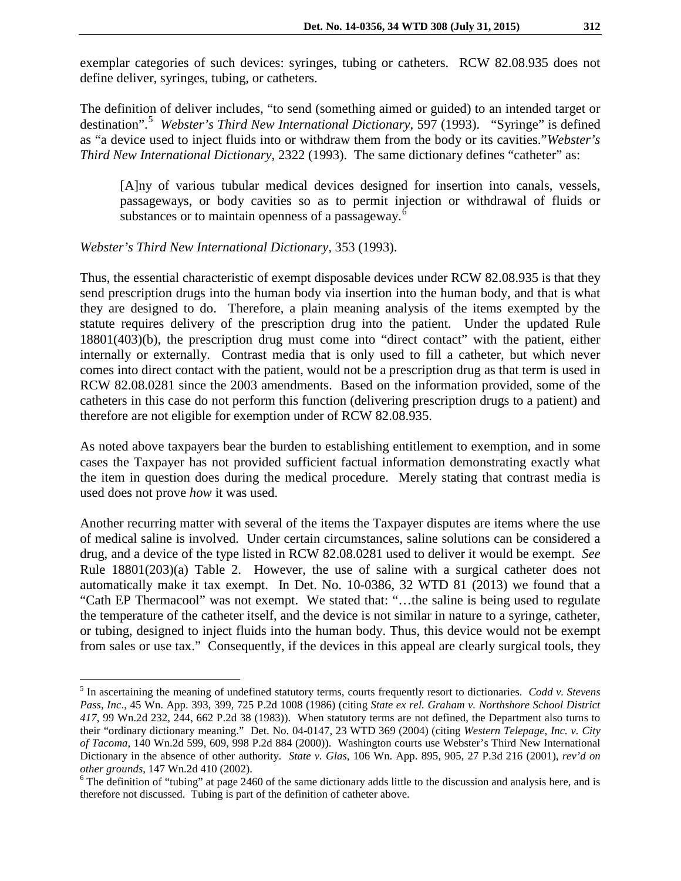exemplar categories of such devices: syringes, tubing or catheters. RCW 82.08.935 does not define deliver, syringes, tubing, or catheters.

The definition of deliver includes, "to send (something aimed or guided) to an intended target or destination".[5] *Webster's Third New International Dictionary*, 597 (1993). "Syringe" is defined as "a device used to inject fluids into or withdraw them from the body or its cavities."*Webster's Third New International Dictionary*, 2322 (1993). The same dictionary defines "catheter" as:

> [A]ny of various tubular medical devices designed for insertion into canals, vessels, passageways, or body cavities so as to permit injection or withdrawal of fluids or substances or to maintain openness of a passageway.[6]

*Webster's Third New International Dictionary*, 353 (1993).

Thus, the essential characteristic of exempt disposable devices under RCW 82.08.935 is that they send prescription drugs into the human body via insertion into the human body, and that is what they are designed to do. Therefore, a plain meaning analysis of the items exempted by the statute requires delivery of the prescription drug into the patient. Under the updated Rule 18801(403)(b), the prescription drug must come into "direct contact" with the patient, either internally or externally. Contrast media that is only used to fill a catheter, but which never comes into direct contact with the patient, would not be a prescription drug as that term is used in RCW 82.08.0281 since the 2003 amendments. Based on the information provided, some of the catheters in this case do not perform this function (delivering prescription drugs to a patient) and therefore are not eligible for exemption under of RCW 82.08.935.

As noted above taxpayers bear the burden to establishing entitlement to exemption, and in some cases the Taxpayer has not provided sufficient factual information demonstrating exactly what the item in question does during the medical procedure. Merely stating that contrast media is used does not prove *how* it was used.

Another recurring matter with several of the items the Taxpayer disputes are items where the use of medical saline is involved. Under certain circumstances, saline solutions can be considered a drug, and a device of the type listed in RCW 82.08.0281 used to deliver it would be exempt. *See* Rule 18801(203)(a) Table 2. However, the use of saline with a surgical catheter does not automatically make it tax exempt. In Det. No. 10-0386, 32 WTD 81 (2013) we found that a "Cath EP Thermacool" was not exempt. We stated that: "…the saline is being used to regulate the temperature of the catheter itself, and the device is not similar in nature to a syringe, catheter, or tubing, designed to inject fluids into the human body. Thus, this device would not be exempt from sales or use tax." Consequently, if the devices in this appeal are clearly surgical tools, they

---

[5] In ascertaining the meaning of undefined statutory terms, courts frequently resort to dictionaries. *Codd v. Stevens Pass, Inc*., 45 Wn. App. 393, 399, 725 P.2d 1008 (1986) (citing *State ex rel. Graham v. Northshore School District 417*, 99 Wn.2d 232, 244, 662 P.2d 38 (1983)). When statutory terms are not defined, the Department also turns to their "ordinary dictionary meaning." Det. No. 04-0147, 23 WTD 369 (2004) (citing *Western Telepage, Inc. v. City of Tacoma*, 140 Wn.2d 599, 609, 998 P.2d 884 (2000)). Washington courts use Webster's Third New International Dictionary in the absence of other authority. *State v. Glas*, 106 Wn. App. 895, 905, 27 P.3d 216 (2001), *rev'd on other grounds*, 147 Wn.2d 410 (2002).

[6] The definition of "tubing" at page 2460 of the same dictionary adds little to the discussion and analysis here, and is therefore not discussed. Tubing is part of the definition of catheter above.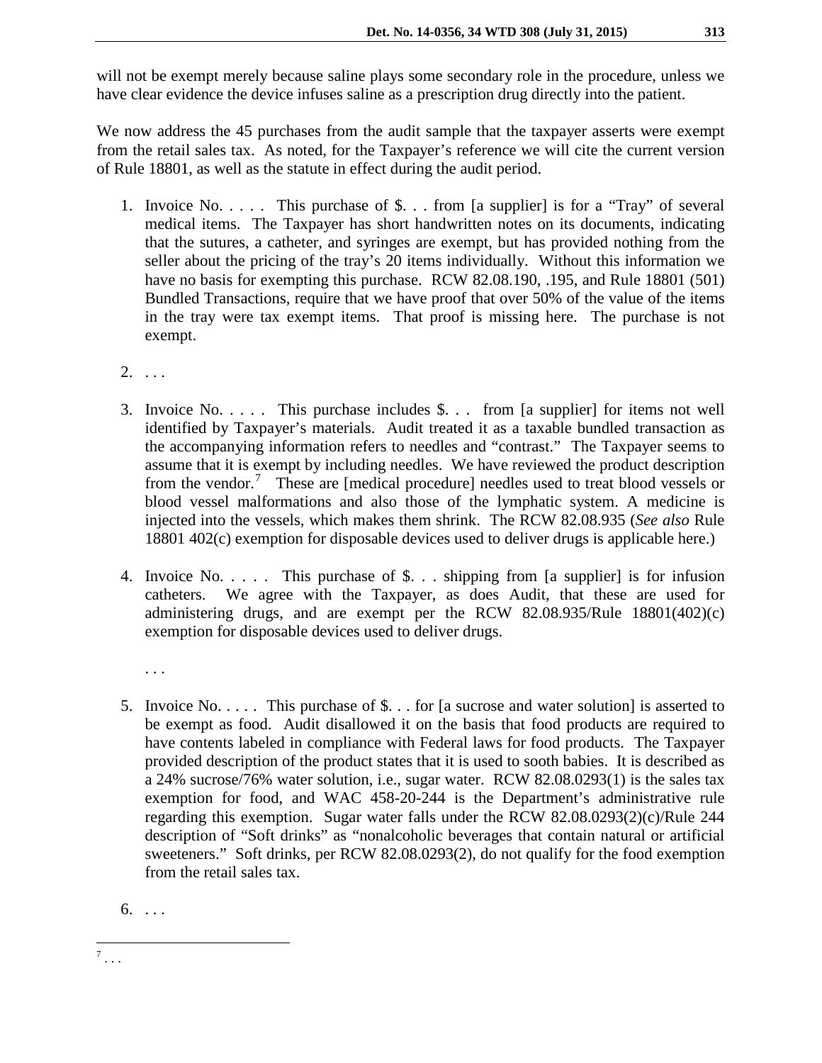will not be exempt merely because saline plays some secondary role in the procedure, unless we have clear evidence the device infuses saline as a prescription drug directly into the patient.

We now address the 45 purchases from the audit sample that the taxpayer asserts were exempt from the retail sales tax. As noted, for the Taxpayer's reference we will cite the current version of Rule 18801, as well as the statute in effect during the audit period.

1. Invoice No. . . . . This purchase of $. . . from [a supplier] is for a "Tray" of several medical items. The Taxpayer has short handwritten notes on its documents, indicating that the sutures, a catheter, and syringes are exempt, but has provided nothing from the seller about the pricing of the tray's 20 items individually. Without this information we have no basis for exempting this purchase. RCW 82.08.190, .195, and Rule 18801 (501) Bundled Transactions, require that we have proof that over 50% of the value of the items in the tray were tax exempt items. That proof is missing here. The purchase is not exempt.

2. . . .

3. Invoice No. . . . . This purchase includes $. . . from [a supplier] for items not well identified by Taxpayer's materials. Audit treated it as a taxable bundled transaction as the accompanying information refers to needles and "contrast." The Taxpayer seems to assume that it is exempt by including needles. We have reviewed the product description from the vendor.[7] These are [medical procedure] needles used to treat blood vessels or blood vessel malformations and also those of the lymphatic system. A medicine is injected into the vessels, which makes them shrink. The RCW 82.08.935 (*See also* Rule 18801 402(c) exemption for disposable devices used to deliver drugs is applicable here.)

4. Invoice No. . . . . This purchase of $. . . shipping from [a supplier] is for infusion catheters. We agree with the Taxpayer, as does Audit, that these are used for administering drugs, and are exempt per the RCW 82.08.935/Rule 18801(402)(c) exemption for disposable devices used to deliver drugs.

   . . .

5. Invoice No. . . . . This purchase of $. . . for [a sucrose and water solution] is asserted to be exempt as food. Audit disallowed it on the basis that food products are required to have contents labeled in compliance with Federal laws for food products. The Taxpayer provided description of the product states that it is used to sooth babies. It is described as a 24% sucrose/76% water solution, i.e., sugar water. RCW 82.08.0293(1) is the sales tax exemption for food, and WAC 458-20-244 is the Department's administrative rule regarding this exemption. Sugar water falls under the RCW 82.08.0293(2)(c)/Rule 244 description of "Soft drinks" as "nonalcoholic beverages that contain natural or artificial sweeteners." Soft drinks, per RCW 82.08.0293(2), do not qualify for the food exemption from the retail sales tax.

6. . . .

---

[7] . . .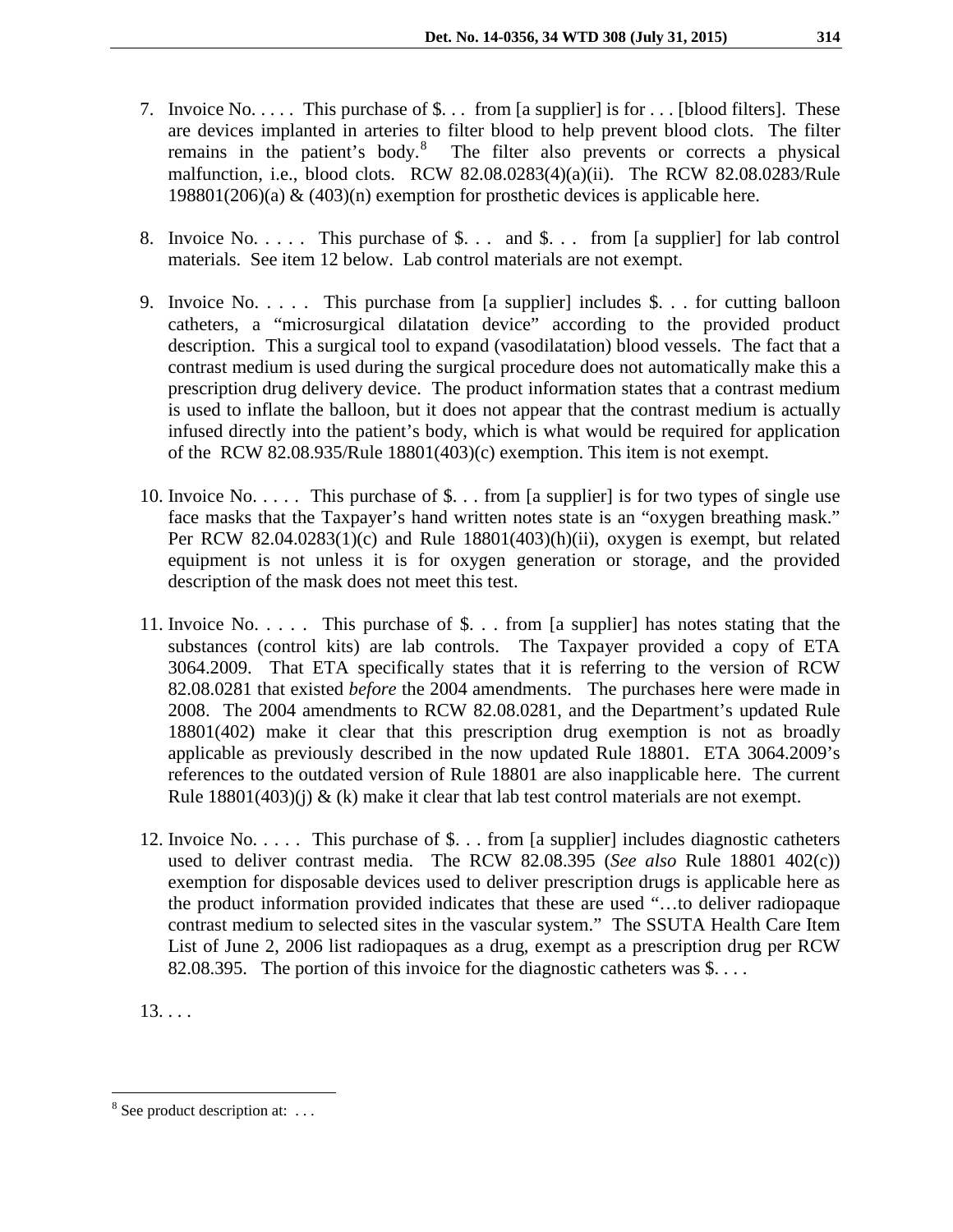7. Invoice No. . . . . This purchase of $. . . from [a supplier] is for . . . [blood filters]. These are devices implanted in arteries to filter blood to help prevent blood clots. The filter remains in the patient's body.[8] The filter also prevents or corrects a physical malfunction, i.e., blood clots. RCW 82.08.0283(4)(a)(ii). The RCW 82.08.0283/Rule 198801(206)(a) & (403)(n) exemption for prosthetic devices is applicable here.

8. Invoice No. . . . . This purchase of $. . . and $. . . from [a supplier] for lab control materials. See item 12 below. Lab control materials are not exempt.

9. Invoice No. . . . . This purchase from [a supplier] includes $. . . for cutting balloon catheters, a "microsurgical dilatation device" according to the provided product description. This a surgical tool to expand (vasodilatation) blood vessels. The fact that a contrast medium is used during the surgical procedure does not automatically make this a prescription drug delivery device. The product information states that a contrast medium is used to inflate the balloon, but it does not appear that the contrast medium is actually infused directly into the patient's body, which is what would be required for application of the RCW 82.08.935/Rule 18801(403)(c) exemption. This item is not exempt.

10. Invoice No. . . . . This purchase of $. . . from [a supplier] is for two types of single use face masks that the Taxpayer's hand written notes state is an "oxygen breathing mask." Per RCW 82.04.0283(1)(c) and Rule 18801(403)(h)(ii), oxygen is exempt, but related equipment is not unless it is for oxygen generation or storage, and the provided description of the mask does not meet this test.

11. Invoice No. . . . . This purchase of $. . . from [a supplier] has notes stating that the substances (control kits) are lab controls. The Taxpayer provided a copy of ETA 3064.2009. That ETA specifically states that it is referring to the version of RCW 82.08.0281 that existed *before* the 2004 amendments. The purchases here were made in 2008. The 2004 amendments to RCW 82.08.0281, and the Department's updated Rule 18801(402) make it clear that this prescription drug exemption is not as broadly applicable as previously described in the now updated Rule 18801. ETA 3064.2009's references to the outdated version of Rule 18801 are also inapplicable here. The current Rule 18801(403)(j) & (k) make it clear that lab test control materials are not exempt.

12. Invoice No. . . . . This purchase of $. . . from [a supplier] includes diagnostic catheters used to deliver contrast media. The RCW 82.08.395 (*See also* Rule 18801 402(c)) exemption for disposable devices used to deliver prescription drugs is applicable here as the product information provided indicates that these are used "…to deliver radiopaque contrast medium to selected sites in the vascular system." The SSUTA Health Care Item List of June 2, 2006 list radiopaques as a drug, exempt as a prescription drug per RCW 82.08.395. The portion of this invoice for the diagnostic catheters was $. . . .

13. . . .

[8] See product description at: . . .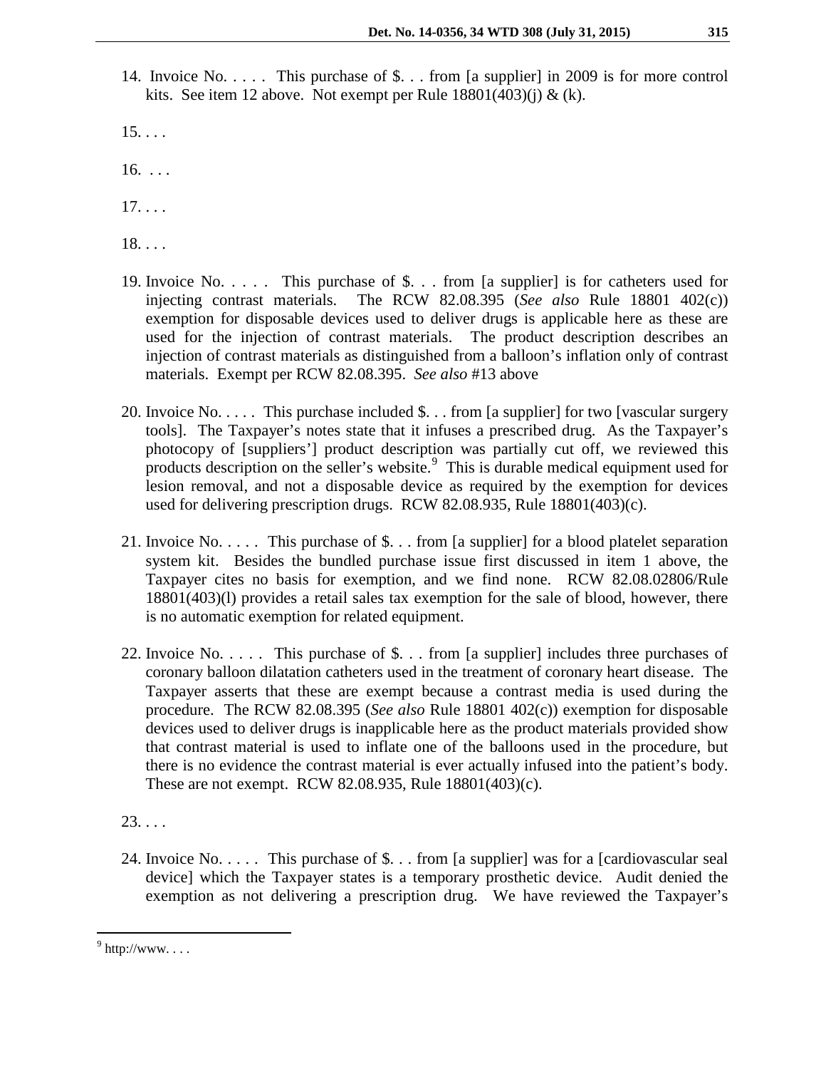14. Invoice No. . . . . This purchase of $. . . from [a supplier] in 2009 is for more control kits. See item 12 above. Not exempt per Rule 18801(403)(j) & (k).

15. . . .

16. . . .

17. . . .

18. . . .

19. Invoice No. . . . . This purchase of $. . . from [a supplier] is for catheters used for injecting contrast materials. The RCW 82.08.395 (*See also* Rule 18801 402(c)) exemption for disposable devices used to deliver drugs is applicable here as these are used for the injection of contrast materials. The product description describes an injection of contrast materials as distinguished from a balloon's inflation only of contrast materials. Exempt per RCW 82.08.395. *See also* #13 above

20. Invoice No. . . . . This purchase included $. . . from [a supplier] for two [vascular surgery tools]. The Taxpayer's notes state that it infuses a prescribed drug. As the Taxpayer's photocopy of [suppliers'] product description was partially cut off, we reviewed this products description on the seller's website.[9] This is durable medical equipment used for lesion removal, and not a disposable device as required by the exemption for devices used for delivering prescription drugs. RCW 82.08.935, Rule 18801(403)(c).

21. Invoice No. . . . . This purchase of $. . . from [a supplier] for a blood platelet separation system kit. Besides the bundled purchase issue first discussed in item 1 above, the Taxpayer cites no basis for exemption, and we find none. RCW 82.08.02806/Rule 18801(403)(l) provides a retail sales tax exemption for the sale of blood, however, there is no automatic exemption for related equipment.

22. Invoice No. . . . . This purchase of $. . . from [a supplier] includes three purchases of coronary balloon dilatation catheters used in the treatment of coronary heart disease. The Taxpayer asserts that these are exempt because a contrast media is used during the procedure. The RCW 82.08.395 (*See also* Rule 18801 402(c)) exemption for disposable devices used to deliver drugs is inapplicable here as the product materials provided show that contrast material is used to inflate one of the balloons used in the procedure, but there is no evidence the contrast material is ever actually infused into the patient's body. These are not exempt. RCW 82.08.935, Rule 18801(403)(c).

23. . . .

24. Invoice No. . . . . This purchase of $. . . from [a supplier] was for a [cardiovascular seal device] which the Taxpayer states is a temporary prosthetic device. Audit denied the exemption as not delivering a prescription drug. We have reviewed the Taxpayer's

---

[9] http://www. . . .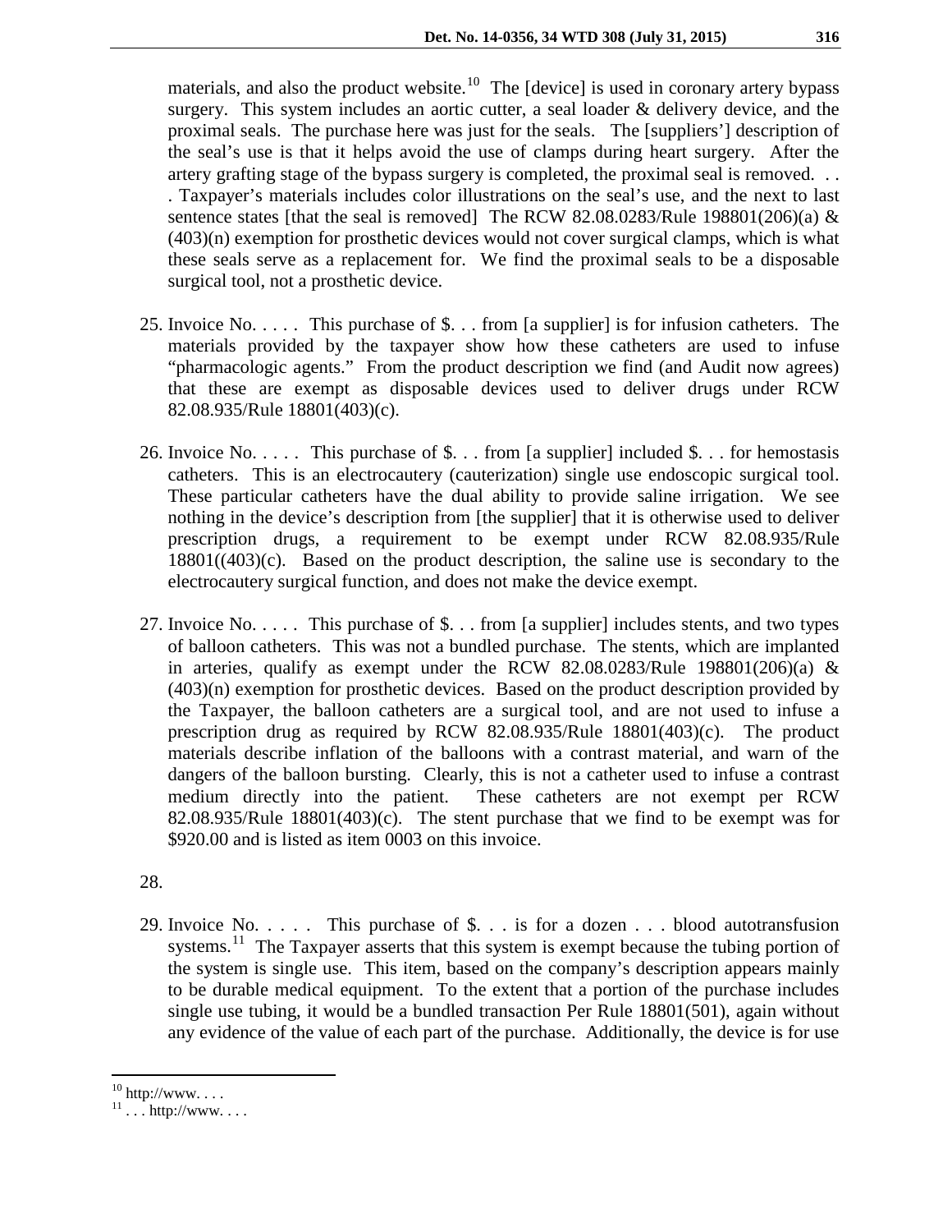materials, and also the product website.[10] The [device] is used in coronary artery bypass surgery. This system includes an aortic cutter, a seal loader & delivery device, and the proximal seals. The purchase here was just for the seals. The [suppliers'] description of the seal's use is that it helps avoid the use of clamps during heart surgery. After the artery grafting stage of the bypass surgery is completed, the proximal seal is removed. . . . Taxpayer's materials includes color illustrations on the seal's use, and the next to last sentence states [that the seal is removed] The RCW 82.08.0283/Rule 198801(206)(a) & (403)(n) exemption for prosthetic devices would not cover surgical clamps, which is what these seals serve as a replacement for. We find the proximal seals to be a disposable surgical tool, not a prosthetic device.

25. Invoice No. . . . . This purchase of $. . . from [a supplier] is for infusion catheters. The materials provided by the taxpayer show how these catheters are used to infuse "pharmacologic agents." From the product description we find (and Audit now agrees) that these are exempt as disposable devices used to deliver drugs under RCW 82.08.935/Rule 18801(403)(c).

26. Invoice No. . . . . This purchase of $. . . from [a supplier] included $. . . for hemostasis catheters. This is an electrocautery (cauterization) single use endoscopic surgical tool. These particular catheters have the dual ability to provide saline irrigation. We see nothing in the device's description from [the supplier] that it is otherwise used to deliver prescription drugs, a requirement to be exempt under RCW 82.08.935/Rule 18801((403)(c). Based on the product description, the saline use is secondary to the electrocautery surgical function, and does not make the device exempt.

27. Invoice No. . . . . This purchase of $. . . from [a supplier] includes stents, and two types of balloon catheters. This was not a bundled purchase. The stents, which are implanted in arteries, qualify as exempt under the RCW 82.08.0283/Rule 198801(206)(a) & (403)(n) exemption for prosthetic devices. Based on the product description provided by the Taxpayer, the balloon catheters are a surgical tool, and are not used to infuse a prescription drug as required by RCW 82.08.935/Rule 18801(403)(c). The product materials describe inflation of the balloons with a contrast material, and warn of the dangers of the balloon bursting. Clearly, this is not a catheter used to infuse a contrast medium directly into the patient. These catheters are not exempt per RCW 82.08.935/Rule 18801(403)(c). The stent purchase that we find to be exempt was for $920.00 and is listed as item 0003 on this invoice.

28.

29. Invoice No. . . . . This purchase of $. . . is for a dozen . . . blood autotransfusion systems.[11] The Taxpayer asserts that this system is exempt because the tubing portion of the system is single use. This item, based on the company's description appears mainly to be durable medical equipment. To the extent that a portion of the purchase includes single use tubing, it would be a bundled transaction Per Rule 18801(501), again without any evidence of the value of each part of the purchase. Additionally, the device is for use

---

[10] http://www. . . .

[11] . . . http://www. . . .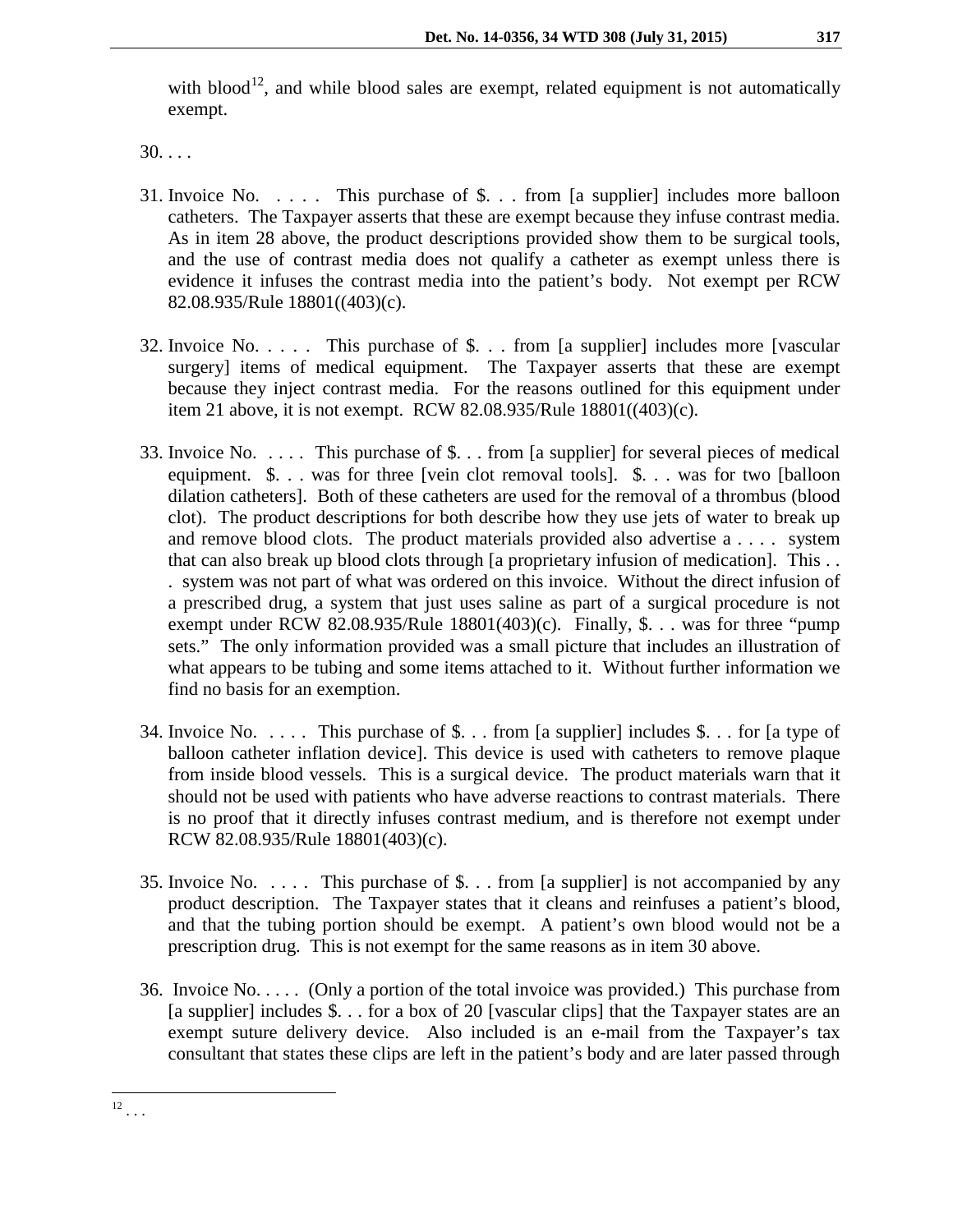with blood[12], and while blood sales are exempt, related equipment is not automatically exempt.

30. . . .

31. Invoice No. . . . . This purchase of $. . . from [a supplier] includes more balloon catheters. The Taxpayer asserts that these are exempt because they infuse contrast media. As in item 28 above, the product descriptions provided show them to be surgical tools, and the use of contrast media does not qualify a catheter as exempt unless there is evidence it infuses the contrast media into the patient's body. Not exempt per RCW 82.08.935/Rule 18801((403)(c).

32. Invoice No. . . . . This purchase of $. . . from [a supplier] includes more [vascular surgery] items of medical equipment. The Taxpayer asserts that these are exempt because they inject contrast media. For the reasons outlined for this equipment under item 21 above, it is not exempt. RCW 82.08.935/Rule 18801((403)(c).

33. Invoice No. . . . . This purchase of $. . . from [a supplier] for several pieces of medical equipment. $. . . was for three [vein clot removal tools]. $. . . was for two [balloon dilation catheters]. Both of these catheters are used for the removal of a thrombus (blood clot). The product descriptions for both describe how they use jets of water to break up and remove blood clots. The product materials provided also advertise a . . . . system that can also break up blood clots through [a proprietary infusion of medication]. This . . . system was not part of what was ordered on this invoice. Without the direct infusion of a prescribed drug, a system that just uses saline as part of a surgical procedure is not exempt under RCW 82.08.935/Rule 18801(403)(c). Finally, $. . . was for three "pump sets." The only information provided was a small picture that includes an illustration of what appears to be tubing and some items attached to it. Without further information we find no basis for an exemption.

34. Invoice No. . . . . This purchase of $. . . from [a supplier] includes $. . . for [a type of balloon catheter inflation device]. This device is used with catheters to remove plaque from inside blood vessels. This is a surgical device. The product materials warn that it should not be used with patients who have adverse reactions to contrast materials. There is no proof that it directly infuses contrast medium, and is therefore not exempt under RCW 82.08.935/Rule 18801(403)(c).

35. Invoice No. . . . . This purchase of $. . . from [a supplier] is not accompanied by any product description. The Taxpayer states that it cleans and reinfuses a patient's blood, and that the tubing portion should be exempt. A patient's own blood would not be a prescription drug. This is not exempt for the same reasons as in item 30 above.

36. Invoice No. . . . . (Only a portion of the total invoice was provided.) This purchase from [a supplier] includes $. . . for a box of 20 [vascular clips] that the Taxpayer states are an exempt suture delivery device. Also included is an e-mail from the Taxpayer's tax consultant that states these clips are left in the patient's body and are later passed through

---

[12] . . .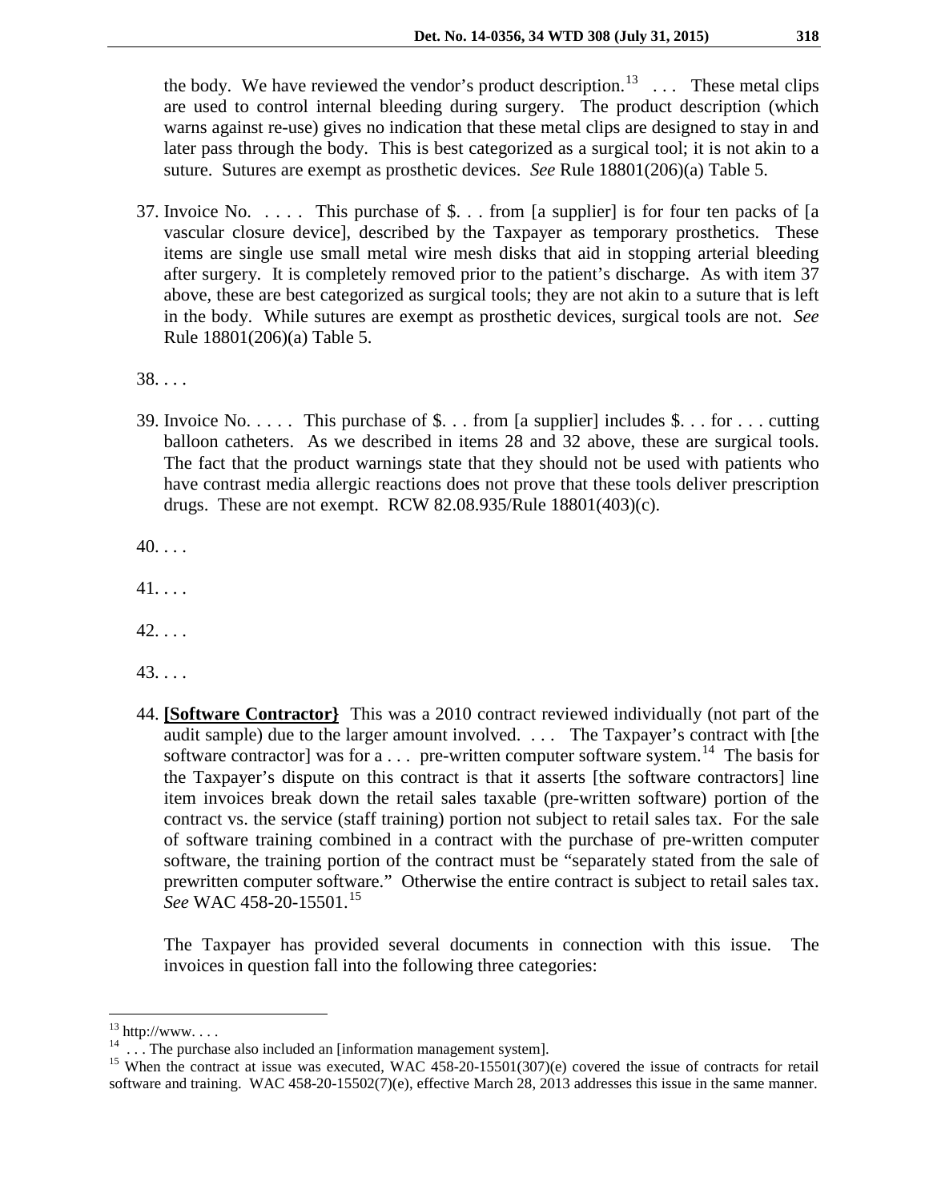the body. We have reviewed the vendor's product description.[13] . . . These metal clips are used to control internal bleeding during surgery. The product description (which warns against re-use) gives no indication that these metal clips are designed to stay in and later pass through the body. This is best categorized as a surgical tool; it is not akin to a suture. Sutures are exempt as prosthetic devices. *See* Rule 18801(206)(a) Table 5.

37. Invoice No. . . . . This purchase of $. . . from [a supplier] is for four ten packs of [a vascular closure device], described by the Taxpayer as temporary prosthetics. These items are single use small metal wire mesh disks that aid in stopping arterial bleeding after surgery. It is completely removed prior to the patient's discharge. As with item 37 above, these are best categorized as surgical tools; they are not akin to a suture that is left in the body. While sutures are exempt as prosthetic devices, surgical tools are not. *See* Rule 18801(206)(a) Table 5.

38. . . .

39. Invoice No. . . . . This purchase of $. . . from [a supplier] includes $. . . for . . . cutting balloon catheters. As we described in items 28 and 32 above, these are surgical tools. The fact that the product warnings state that they should not be used with patients who have contrast media allergic reactions does not prove that these tools deliver prescription drugs. These are not exempt. RCW 82.08.935/Rule 18801(403)(c).

40. . . .

41. . . .

42. . . .

43. . . .

44. **[Software Contractor}** This was a 2010 contract reviewed individually (not part of the audit sample) due to the larger amount involved. . . . The Taxpayer's contract with [the software contractor] was for a . . . pre-written computer software system.[14] The basis for the Taxpayer's dispute on this contract is that it asserts [the software contractors] line item invoices break down the retail sales taxable (pre-written software) portion of the contract vs. the service (staff training) portion not subject to retail sales tax. For the sale of software training combined in a contract with the purchase of pre-written computer software, the training portion of the contract must be "separately stated from the sale of prewritten computer software." Otherwise the entire contract is subject to retail sales tax. *See* WAC 458-20-15501.[15]

    The Taxpayer has provided several documents in connection with this issue. The invoices in question fall into the following three categories:

---

[13] http://www. . . .

[14] . . . The purchase also included an [information management system].

[15] When the contract at issue was executed, WAC 458-20-15501(307)(e) covered the issue of contracts for retail software and training. WAC 458-20-15502(7)(e), effective March 28, 2013 addresses this issue in the same manner.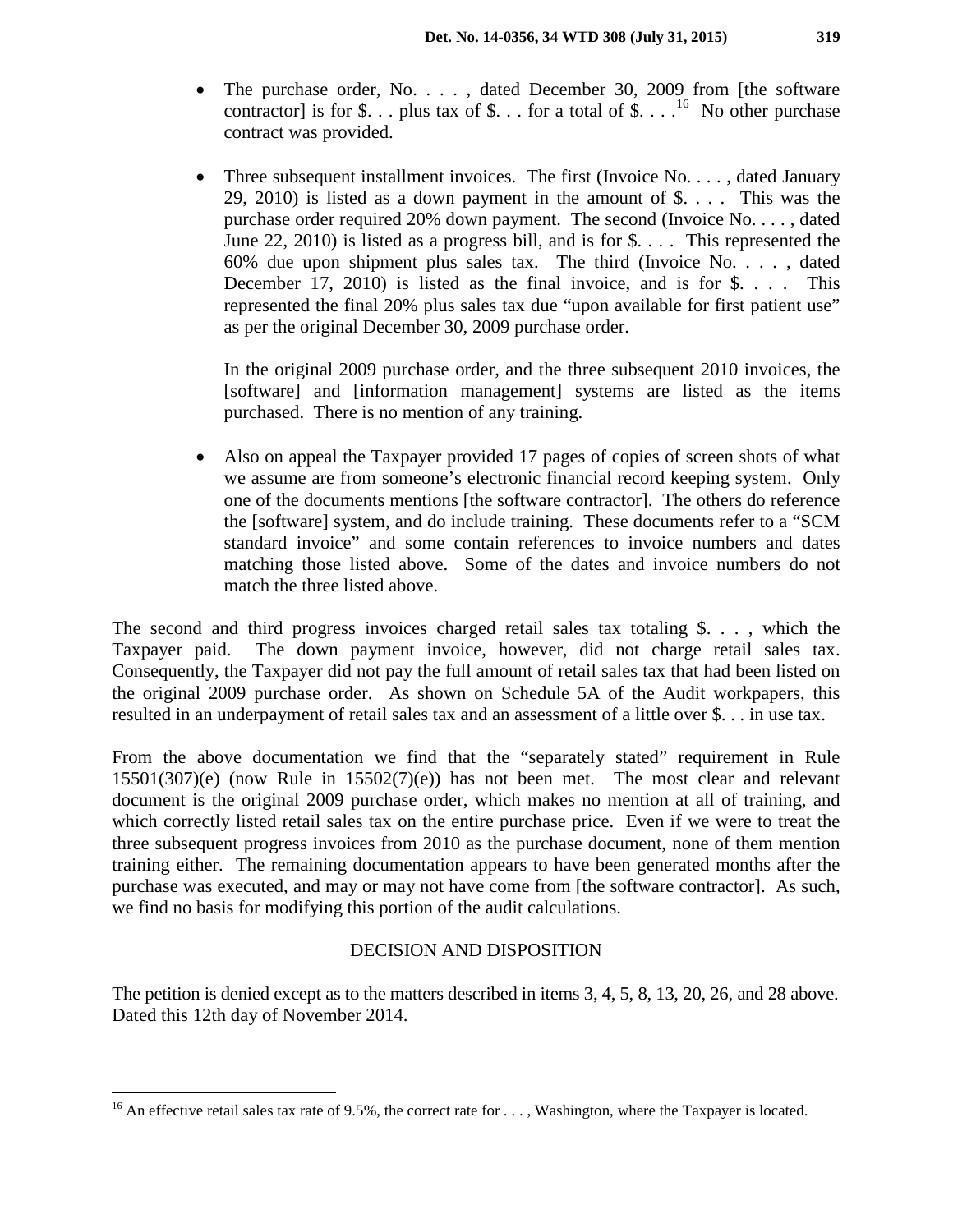- The purchase order, No. . . . , dated December 30, 2009 from [the software contractor] is for $. . . plus tax of $. . . for a total of $. . . .[16] No other purchase contract was provided.

- Three subsequent installment invoices. The first (Invoice No. . . . , dated January 29, 2010) is listed as a down payment in the amount of $. . . . This was the purchase order required 20% down payment. The second (Invoice No. . . . , dated June 22, 2010) is listed as a progress bill, and is for $. . . . This represented the 60% due upon shipment plus sales tax. The third (Invoice No. . . . , dated December 17, 2010) is listed as the final invoice, and is for $. . . . This represented the final 20% plus sales tax due "upon available for first patient use" as per the original December 30, 2009 purchase order.

  In the original 2009 purchase order, and the three subsequent 2010 invoices, the [software] and [information management] systems are listed as the items purchased. There is no mention of any training.

- Also on appeal the Taxpayer provided 17 pages of copies of screen shots of what we assume are from someone's electronic financial record keeping system. Only one of the documents mentions [the software contractor]. The others do reference the [software] system, and do include training. These documents refer to a "SCM standard invoice" and some contain references to invoice numbers and dates matching those listed above. Some of the dates and invoice numbers do not match the three listed above.

The second and third progress invoices charged retail sales tax totaling $. . . , which the Taxpayer paid. The down payment invoice, however, did not charge retail sales tax. Consequently, the Taxpayer did not pay the full amount of retail sales tax that had been listed on the original 2009 purchase order. As shown on Schedule 5A of the Audit workpapers, this resulted in an underpayment of retail sales tax and an assessment of a little over $. . . in use tax.

From the above documentation we find that the "separately stated" requirement in Rule 15501(307)(e) (now Rule in 15502(7)(e)) has not been met. The most clear and relevant document is the original 2009 purchase order, which makes no mention at all of training, and which correctly listed retail sales tax on the entire purchase price. Even if we were to treat the three subsequent progress invoices from 2010 as the purchase document, none of them mention training either. The remaining documentation appears to have been generated months after the purchase was executed, and may or may not have come from [the software contractor]. As such, we find no basis for modifying this portion of the audit calculations.

## DECISION AND DISPOSITION

The petition is denied except as to the matters described in items 3, 4, 5, 8, 13, 20, 26, and 28 above. Dated this 12th day of November 2014.

---

[16] An effective retail sales tax rate of 9.5%, the correct rate for . . . , Washington, where the Taxpayer is located.